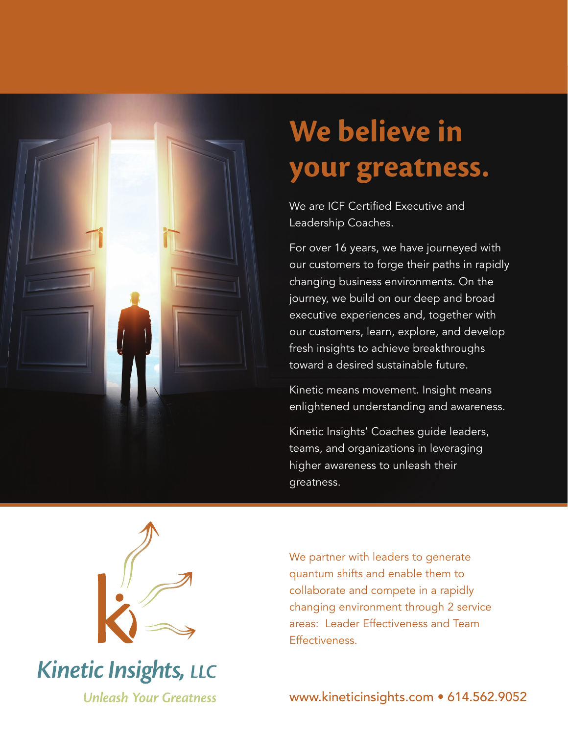# We believe in your greatness.

We are ICF Certified Executive and Leadership Coaches.

For over 16 years, we have journeyed with our customers to forge their paths in rapidly changing business environments. On the journey, we build on our deep and broad executive experiences and, together with our customers, learn, explore, and develop fresh insights to achieve breakthroughs toward a desired sustainable future.

Kinetic means movement. Insight means enlightened understanding and awareness.

Kinetic Insights' Coaches guide leaders, teams, and organizations in leveraging higher awareness to unleash their greatness.

**Kinetic Insights, LLC**

*Unleash Your Greatness*

We partner with leaders to generate quantum shifts and enable them to collaborate and compete in a rapidly changing environment through 2 service areas: Leader Effectiveness and Team Effectiveness.

www.kineticinsights.com • 614.562.9052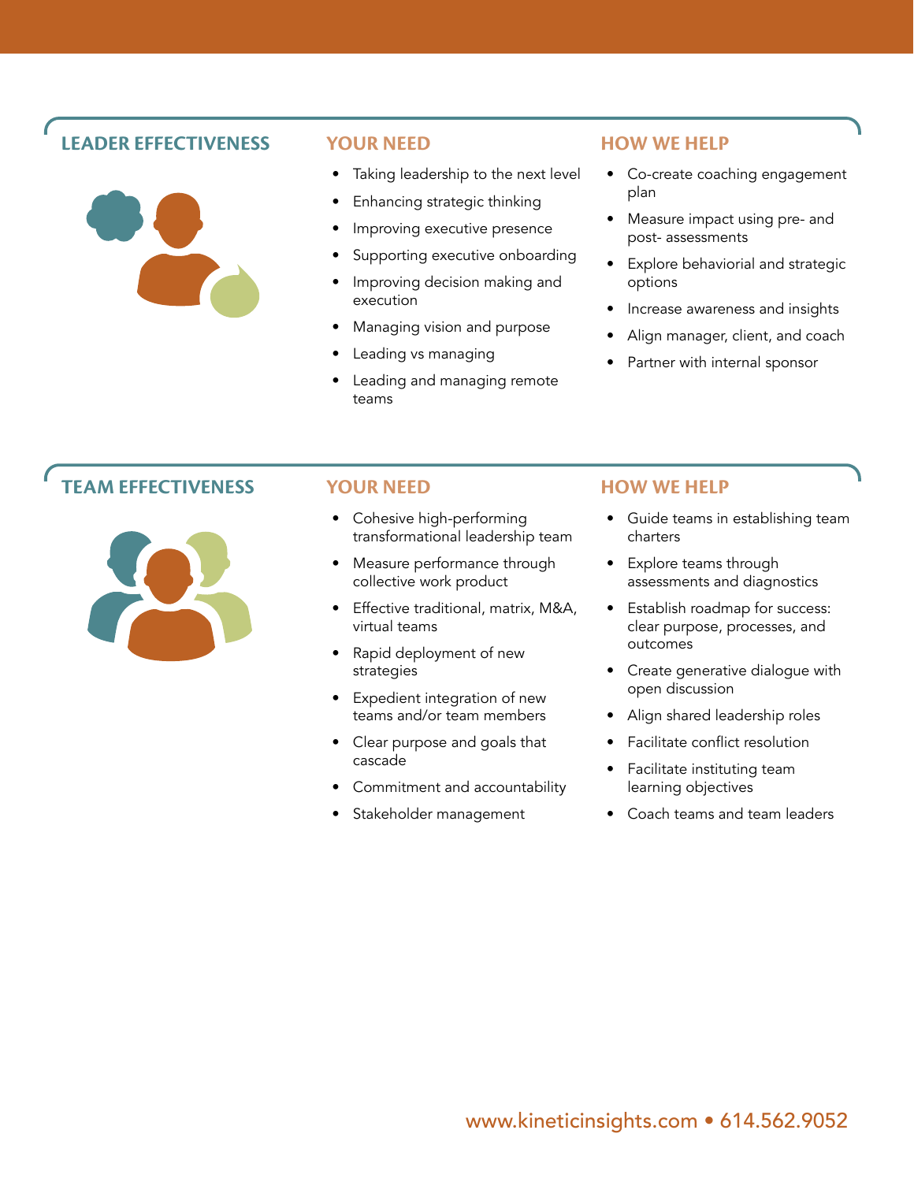## LEADER EFFECTIVENESS

### YOUR NEED

- Taking leadership to the next level
- Enhancing strategic thinking
- Improving executive presence
- Supporting executive onboarding
- Improving decision making and execution
- Managing vision and purpose
- Leading vs managing
- Leading and managing remote teams

### HOW WE HELP

- Co-create coaching engagement plan
- Measure impact using pre- and post- assessments
- Explore behaviorial and strategic options
- Increase awareness and insights
- Align manager, client, and coach
- Partner with internal sponsor

## TEAM EFFECTIVENESS

### YOUR NEED

- Cohesive high-performing transformational leadership team
- Measure performance through collective work product
- Effective traditional, matrix, M&A, virtual teams
- Rapid deployment of new strategies
- Expedient integration of new teams and/or team members
- Clear purpose and goals that cascade
- Commitment and accountability
- Stakeholder management

### HOW WE HELP

- Guide teams in establishing team charters
- Explore teams through assessments and diagnostics
- Establish roadmap for success: clear purpose, processes, and outcomes
- Create generative dialogue with open discussion
- Align shared leadership roles
- Facilitate conflict resolution
- Facilitate instituting team learning objectives
- Coach teams and team leaders

www.kineticinsights.com • 614.562.9052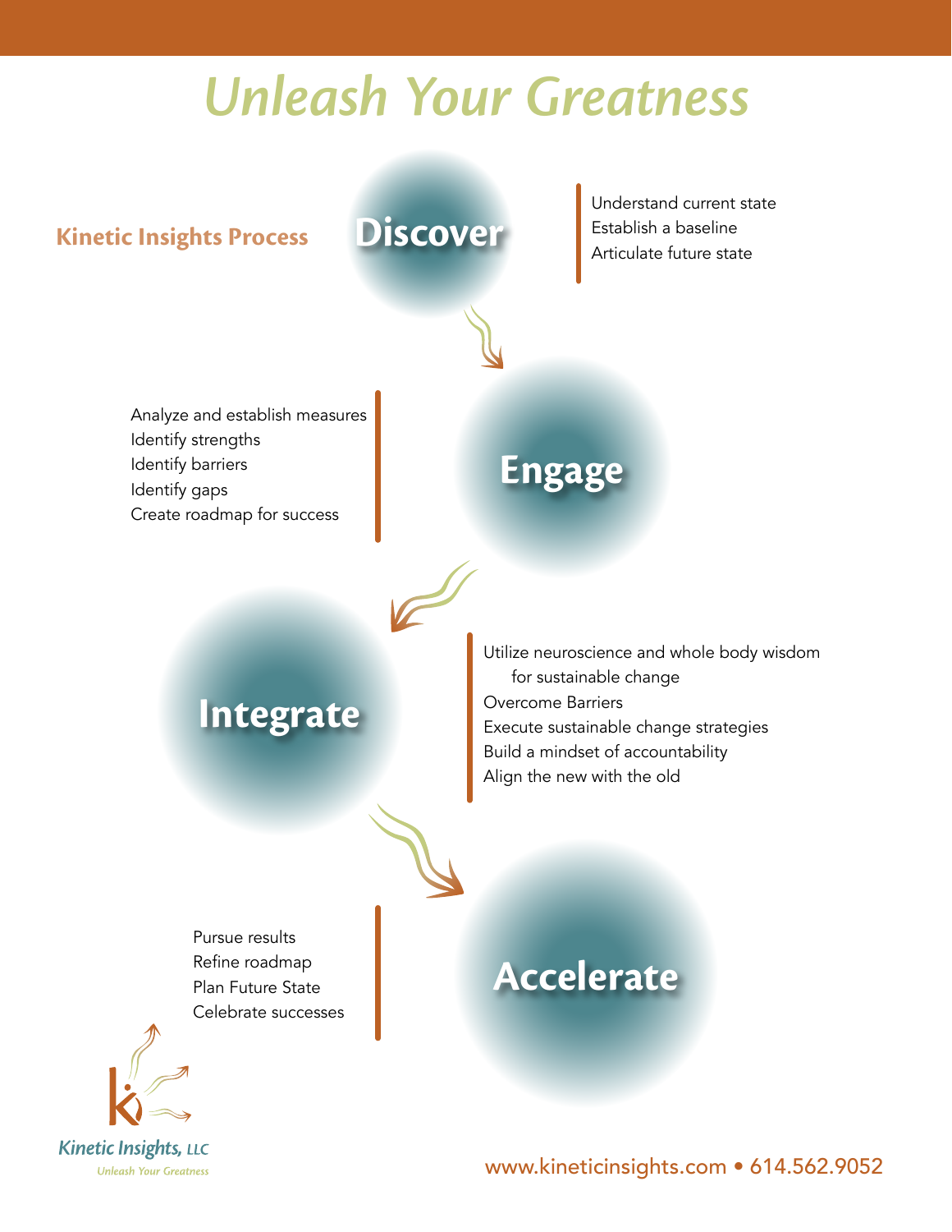# Unleash Your Greatness

## Kinetic Insights Process

### Discover

- Understand current state
- Establish a baseline
- Articulate future state

### Engage

- Analyze and establish measures
- Identify strengths
- Identify barriers
- Identify gaps
- Create roadmap for success

### Integrate

- Utilize neuroscience and whole body wisdom for sustainable change
- Overcome Barriers
- Execute sustainable change strategies
- Build a mindset of accountability
- Align the new with the old

### Accelerate

- Pursue results
- Refine roadmap
- Plan Future State
- Celebrate successes

Kinetic Insights, LLC
*Unleash Your Greatness*

www.kineticinsights.com • 614.562.9052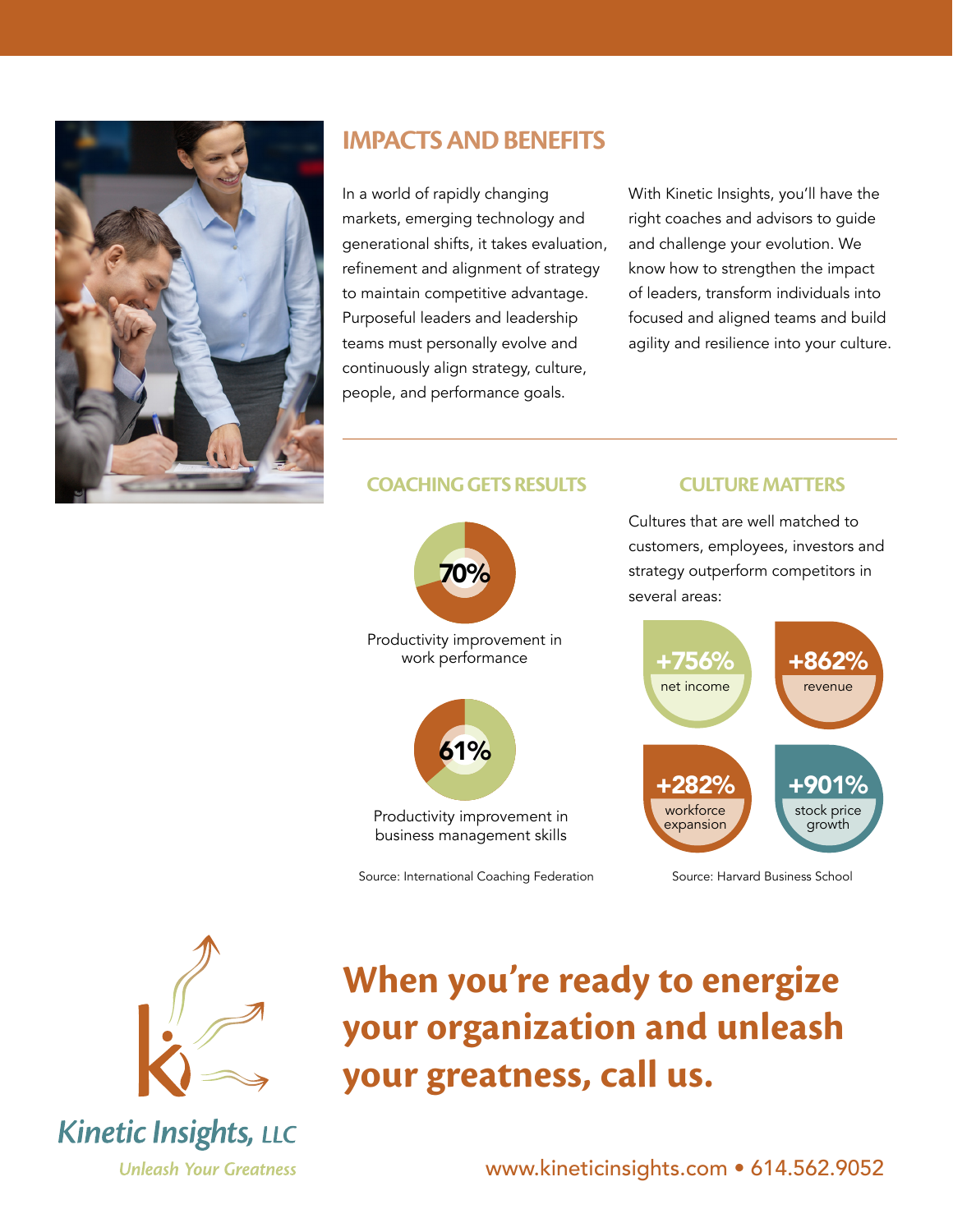## IMPACTS AND BENEFITS

In a world of rapidly changing markets, emerging technology and generational shifts, it takes evaluation, refinement and alignment of strategy to maintain competitive advantage. Purposeful leaders and leadership teams must personally evolve and continuously align strategy, culture, people, and performance goals.

With Kinetic Insights, you'll have the right coaches and advisors to guide and challenge your evolution. We know how to strengthen the impact of leaders, transform individuals into focused and aligned teams and build agility and resilience into your culture.

### COACHING GETS RESULTS

70%

Productivity improvement in work performance

61%

Productivity improvement in business management skills

Source: International Coaching Federation

### CULTURE MATTERS

Cultures that are well matched to customers, employees, investors and strategy outperform competitors in several areas:

+756%
net income

+862%
revenue

+282%
workforce expansion

+901%
stock price growth

Source: Harvard Business School

Kinetic Insights, LLC

*Unleash Your Greatness*

**When you're ready to energize your organization and unleash your greatness, call us.**

www.kineticinsights.com • 614.562.9052